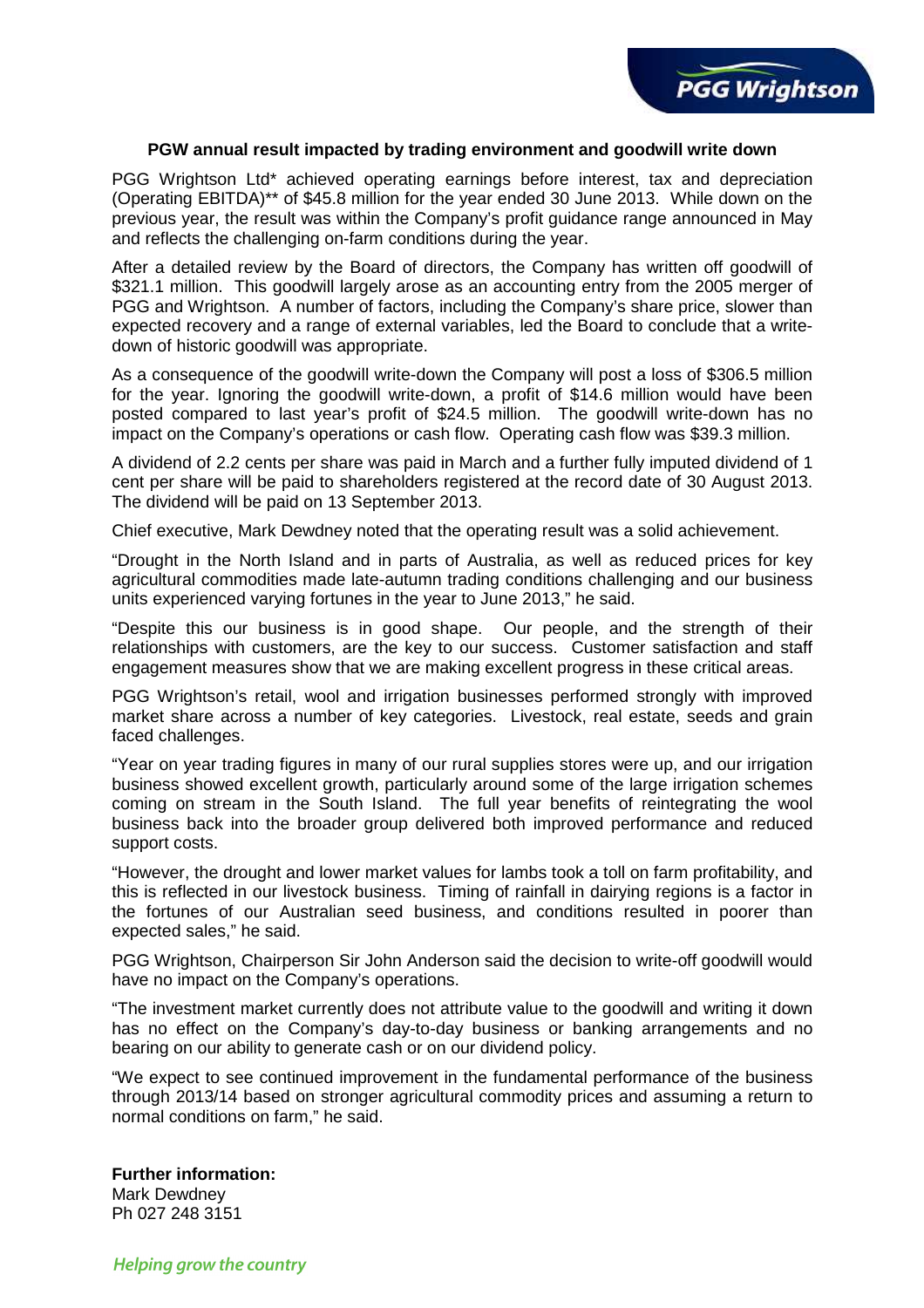PGG Wrightson

**PGW annual result impacted by trading environment and goodwill write down**

PGG Wrightson Ltd* achieved operating earnings before interest, tax and depreciation (Operating EBITDA)** of $45.8 million for the year ended 30 June 2013. While down on the previous year, the result was within the Company's profit guidance range announced in May and reflects the challenging on-farm conditions during the year.

After a detailed review by the Board of directors, the Company has written off goodwill of $321.1 million. This goodwill largely arose as an accounting entry from the 2005 merger of PGG and Wrightson. A number of factors, including the Company's share price, slower than expected recovery and a range of external variables, led the Board to conclude that a write-down of historic goodwill was appropriate.

As a consequence of the goodwill write-down the Company will post a loss of $306.5 million for the year. Ignoring the goodwill write-down, a profit of $14.6 million would have been posted compared to last year's profit of $24.5 million. The goodwill write-down has no impact on the Company's operations or cash flow. Operating cash flow was $39.3 million.

A dividend of 2.2 cents per share was paid in March and a further fully imputed dividend of 1 cent per share will be paid to shareholders registered at the record date of 30 August 2013. The dividend will be paid on 13 September 2013.

Chief executive, Mark Dewdney noted that the operating result was a solid achievement.

"Drought in the North Island and in parts of Australia, as well as reduced prices for key agricultural commodities made late-autumn trading conditions challenging and our business units experienced varying fortunes in the year to June 2013," he said.

"Despite this our business is in good shape. Our people, and the strength of their relationships with customers, are the key to our success. Customer satisfaction and staff engagement measures show that we are making excellent progress in these critical areas.

PGG Wrightson's retail, wool and irrigation businesses performed strongly with improved market share across a number of key categories. Livestock, real estate, seeds and grain faced challenges.

"Year on year trading figures in many of our rural supplies stores were up, and our irrigation business showed excellent growth, particularly around some of the large irrigation schemes coming on stream in the South Island. The full year benefits of reintegrating the wool business back into the broader group delivered both improved performance and reduced support costs.

"However, the drought and lower market values for lambs took a toll on farm profitability, and this is reflected in our livestock business. Timing of rainfall in dairying regions is a factor in the fortunes of our Australian seed business, and conditions resulted in poorer than expected sales," he said.

PGG Wrightson, Chairperson Sir John Anderson said the decision to write-off goodwill would have no impact on the Company's operations.

"The investment market currently does not attribute value to the goodwill and writing it down has no effect on the Company's day-to-day business or banking arrangements and no bearing on our ability to generate cash or on our dividend policy.

"We expect to see continued improvement in the fundamental performance of the business through 2013/14 based on stronger agricultural commodity prices and assuming a return to normal conditions on farm," he said.

**Further information:**
Mark Dewdney
Ph 027 248 3151

*Helping grow the country*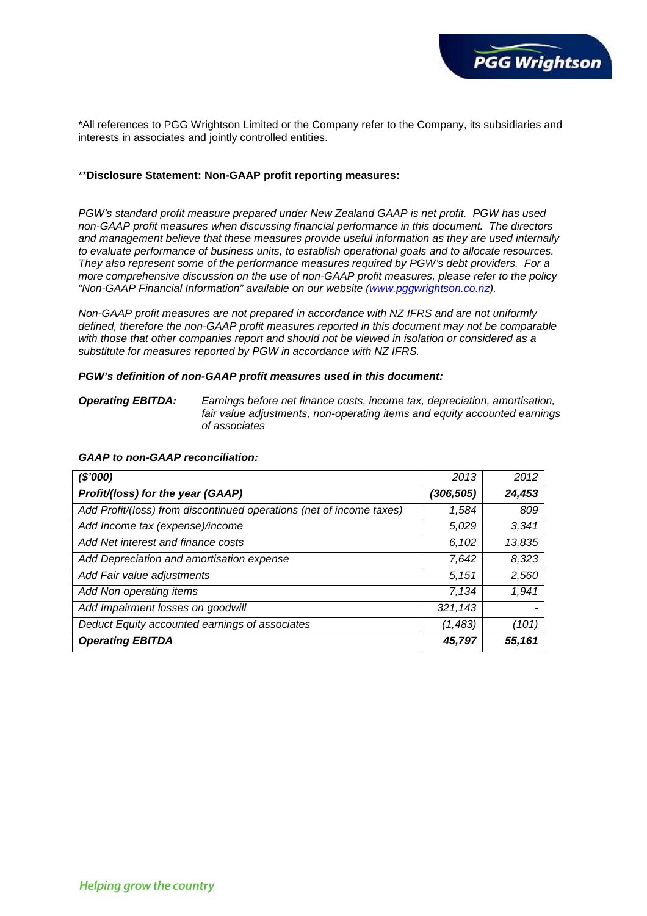*All references to PGG Wrightson Limited or the Company refer to the Company, its subsidiaries and interests in associates and jointly controlled entities.

**\*\*Disclosure Statement: Non-GAAP profit reporting measures:**

*PGW's standard profit measure prepared under New Zealand GAAP is net profit. PGW has used non-GAAP profit measures when discussing financial performance in this document. The directors and management believe that these measures provide useful information as they are used internally to evaluate performance of business units, to establish operational goals and to allocate resources. They also represent some of the performance measures required by PGW's debt providers. For a more comprehensive discussion on the use of non-GAAP profit measures, please refer to the policy "Non-GAAP Financial Information" available on our website (www.pggwrightson.co.nz).*

*Non-GAAP profit measures are not prepared in accordance with NZ IFRS and are not uniformly defined, therefore the non-GAAP profit measures reported in this document may not be comparable with those that other companies report and should not be viewed in isolation or considered as a substitute for measures reported by PGW in accordance with NZ IFRS.*

***PGW's definition of non-GAAP profit measures used in this document:***

***Operating EBITDA:*** *Earnings before net finance costs, income tax, depreciation, amortisation, fair value adjustments, non-operating items and equity accounted earnings of associates*

***GAAP to non-GAAP reconciliation:***

| ***($'000)*** | *2013* | *2012* |
|---|---|---|
| ***Profit/(loss) for the year (GAAP)*** | ***(306,505)*** | ***24,453*** |
| *Add Profit/(loss) from discontinued operations (net of income taxes)* | *1,584* | *809* |
| *Add Income tax (expense)/income* | *5,029* | *3,341* |
| *Add Net interest and finance costs* | *6,102* | *13,835* |
| *Add Depreciation and amortisation expense* | *7,642* | *8,323* |
| *Add Fair value adjustments* | *5,151* | *2,560* |
| *Add Non operating items* | *7,134* | *1,941* |
| *Add Impairment losses on goodwill* | *321,143* | *-* |
| *Deduct Equity accounted earnings of associates* | *(1,483)* | *(101)* |
| ***Operating EBITDA*** | ***45,797*** | ***55,161*** |